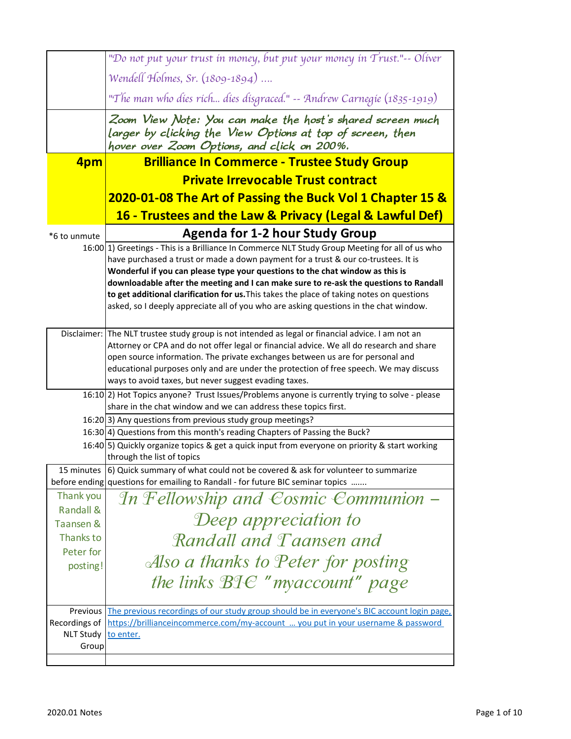| | |
|---|---|
| | *"Do not put your trust in money, but put your money in Trust."-- Oliver Wendell Holmes, Sr. (1809-1894) ....* *"The man who dies rich... dies disgraced." -- Andrew Carnegie (1835-1919)* |
| | *Zoom View Note: You can make the host's shared screen much larger by clicking the View Options at top of screen, then hover over Zoom Options, and click on 200%.* |
| **4pm** | **Brilliance In Commerce - Trustee Study Group** **Private Irrevocable Trust contract** **2020-01-08 The Art of Passing the Buck Vol 1 Chapter 15 & 16 - Trustees and the Law & Privacy (Legal & Lawful Def)** |
| *6 to unmute | **Agenda for 1-2 hour Study Group** |
| 16:00 | 1) Greetings - This is a Brilliance In Commerce NLT Study Group Meeting for all of us who have purchased a trust or made a down payment for a trust & our co-trustees. It is **Wonderful if you can please type your questions to the chat window as this is downloadable after the meeting and I can make sure to re-ask the questions to Randall to get additional clarification for us.** This takes the place of taking notes on questions asked, so I deeply appreciate all of you who are asking questions in the chat window. |
| Disclaimer: | The NLT trustee study group is not intended as legal or financial advice. I am not an Attorney or CPA and do not offer legal or financial advice. We all do research and share open source information. The private exchanges between us are for personal and educational purposes only and are under the protection of free speech. We may discuss ways to avoid taxes, but never suggest evading taxes. |
| 16:10 | 2) Hot Topics anyone? Trust Issues/Problems anyone is currently trying to solve - please share in the chat window and we can address these topics first. |
| 16:20 | 3) Any questions from previous study group meetings? |
| 16:30 | 4) Questions from this month's reading Chapters of Passing the Buck? |
| 16:40 | 5) Quickly organize topics & get a quick input from everyone on priority & start working through the list of topics |
| 15 minutes before ending | 6) Quick summary of what could not be covered & ask for volunteer to summarize questions for emailing to Randall - for future BIC seminar topics ....... |
| Thank you Randall & Taansen & Thanks to Peter for posting! | *In Fellowship and Cosmic Communion – Deep appreciation to Randall and Taansen and Also a thanks to Peter for posting the links BIC "myaccount" page* |
| Previous Recordings of NLT Study Group | [The previous recordings of our study group should be in everyone's BIC account login page, https://brillianceincommerce.com/my-account ... you put in your username & password to enter.](https://brillianceincommerce.com/my-account) |
| | |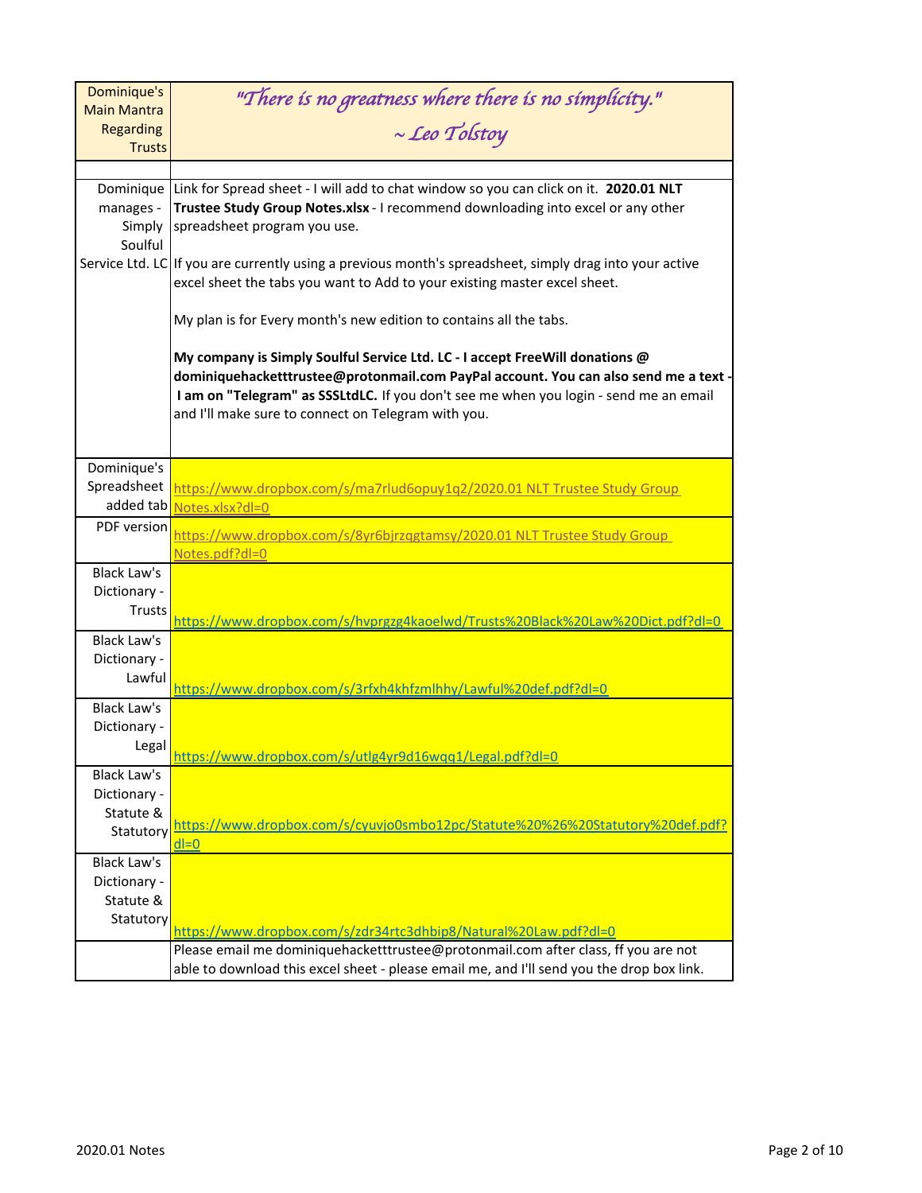| Dominique's Main Mantra Regarding Trusts | *"There is no greatness where there is no simplicity."* *~ Leo Tolstoy* |
|---|---|
| | |
| Dominique manages - Simply Soulful Service Ltd. LC | Link for Spread sheet - I will add to chat window so you can click on it. **2020.01 NLT Trustee Study Group Notes.xlsx** - I recommend downloading into excel or any other spreadsheet program you use.<br><br>If you are currently using a previous month's spreadsheet, simply drag into your active excel sheet the tabs you want to Add to your existing master excel sheet.<br><br>My plan is for Every month's new edition to contains all the tabs.<br><br>**My company is Simply Soulful Service Ltd. LC - I accept FreeWill donations @ dominiquehacketttrustee@protonmail.com PayPal account. You can also send me a text - I am on "Telegram" as SSSLtdLC.** If you don't see me when you login - send me an email and I'll make sure to connect on Telegram with you. |
| Dominique's Spreadsheet added tab | https://www.dropbox.com/s/ma7rlud6opuy1q2/2020.01 NLT Trustee Study Group Notes.xlsx?dl=0 |
| PDF version | https://www.dropbox.com/s/8yr6bjrzqgtamsy/2020.01 NLT Trustee Study Group Notes.pdf?dl=0 |
| Black Law's Dictionary - Trusts | https://www.dropbox.com/s/hvprgzg4kaoelwd/Trusts%20Black%20Law%20Dict.pdf?dl=0 |
| Black Law's Dictionary - Lawful | https://www.dropbox.com/s/3rfxh4khfzmlhhy/Lawful%20def.pdf?dl=0 |
| Black Law's Dictionary - Legal | https://www.dropbox.com/s/utlg4yr9d16wqq1/Legal.pdf?dl=0 |
| Black Law's Dictionary - Statute & Statutory | https://www.dropbox.com/s/cyuvjo0smbo12pc/Statute%20%26%20Statutory%20def.pdf?dl=0 |
| Black Law's Dictionary - Statute & Statutory | https://www.dropbox.com/s/zdr34rtc3dhbip8/Natural%20Law.pdf?dl=0 |
| | Please email me dominiquehacketttrustee@protonmail.com after class, ff you are not able to download this excel sheet - please email me, and I'll send you the drop box link. |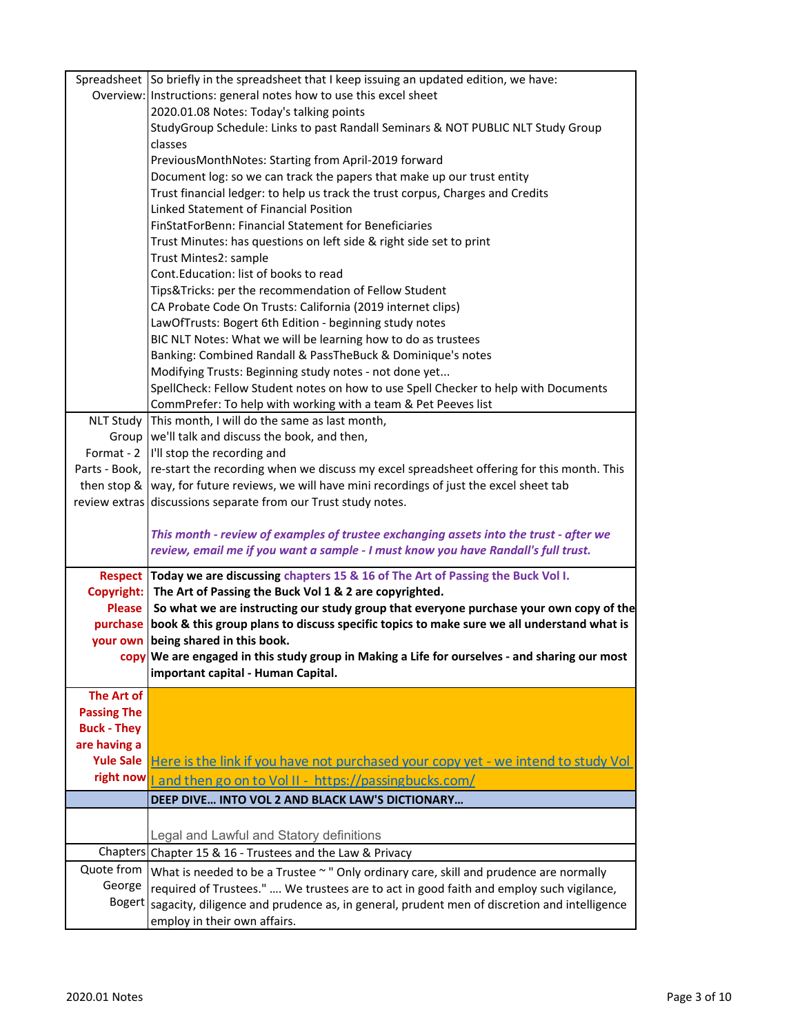| | |
|---|---|
| Spreadsheet Overview: | So briefly in the spreadsheet that I keep issuing an updated edition, we have:<br>Instructions: general notes how to use this excel sheet<br>2020.01.08 Notes: Today's talking points<br>StudyGroup Schedule: Links to past Randall Seminars & NOT PUBLIC NLT Study Group classes<br>PreviousMonthNotes: Starting from April-2019 forward<br>Document log: so we can track the papers that make up our trust entity<br>Trust financial ledger: to help us track the trust corpus, Charges and Credits<br>Linked Statement of Financial Position<br>FinStatForBenn: Financial Statement for Beneficiaries<br>Trust Minutes: has questions on left side & right side set to print<br>Trust Mintes2: sample<br>Cont.Education: list of books to read<br>Tips&Tricks: per the recommendation of Fellow Student<br>CA Probate Code On Trusts: California (2019 internet clips)<br>LawOfTrusts: Bogert 6th Edition - beginning study notes<br>BIC NLT Notes: What we will be learning how to do as trustees<br>Banking: Combined Randall & PassTheBuck & Dominique's notes<br>Modifying Trusts: Beginning study notes - not done yet...<br>SpellCheck: Fellow Student notes on how to use Spell Checker to help with Documents<br>CommPrefer: To help with working with a team & Pet Peeves list |
| NLT Study Group Format - 2 Parts - Book, then stop & review extras | This month, I will do the same as last month,<br>we'll talk and discuss the book, and then,<br>I'll stop the recording and<br>re-start the recording when we discuss my excel spreadsheet offering for this month. This way, for future reviews, we will have mini recordings of just the excel sheet tab discussions separate from our Trust study notes.<br><br>***This month - review of examples of trustee exchanging assets into the trust - after we review, email me if you want a sample - I must know you have Randall's full trust.*** |
| **Respect Copyright: Please purchase your own copy** | **Today we are discussing chapters 15 & 16 of The Art of Passing the Buck Vol I.**<br>**The Art of Passing the Buck Vol 1 & 2 are copyrighted.**<br>**So what we are instructing our study group that everyone purchase your own copy of the book & this group plans to discuss specific topics to make sure we all understand what is being shared in this book.**<br>**We are engaged in this study group in Making a Life for ourselves - and sharing our most important capital - Human Capital.** |
| **The Art of Passing The Buck - They are having a Yule Sale right now** | Here is the link if you have not purchased your copy yet - we intend to study Vol I and then go on to Vol II - https://passingbucks.com/ |
| | **DEEP DIVE... INTO VOL 2 AND BLACK LAW'S DICTIONARY...** |
| | Legal and Lawful and Statory definitions |
| Chapters | Chapter 15 & 16 - Trustees and the Law & Privacy |
| Quote from George Bogert | What is needed to be a Trustee ~ " Only ordinary care, skill and prudence are normally required of Trustees." .... We trustees are to act in good faith and employ such vigilance, sagacity, diligence and prudence as, in general, prudent men of discretion and intelligence employ in their own affairs. |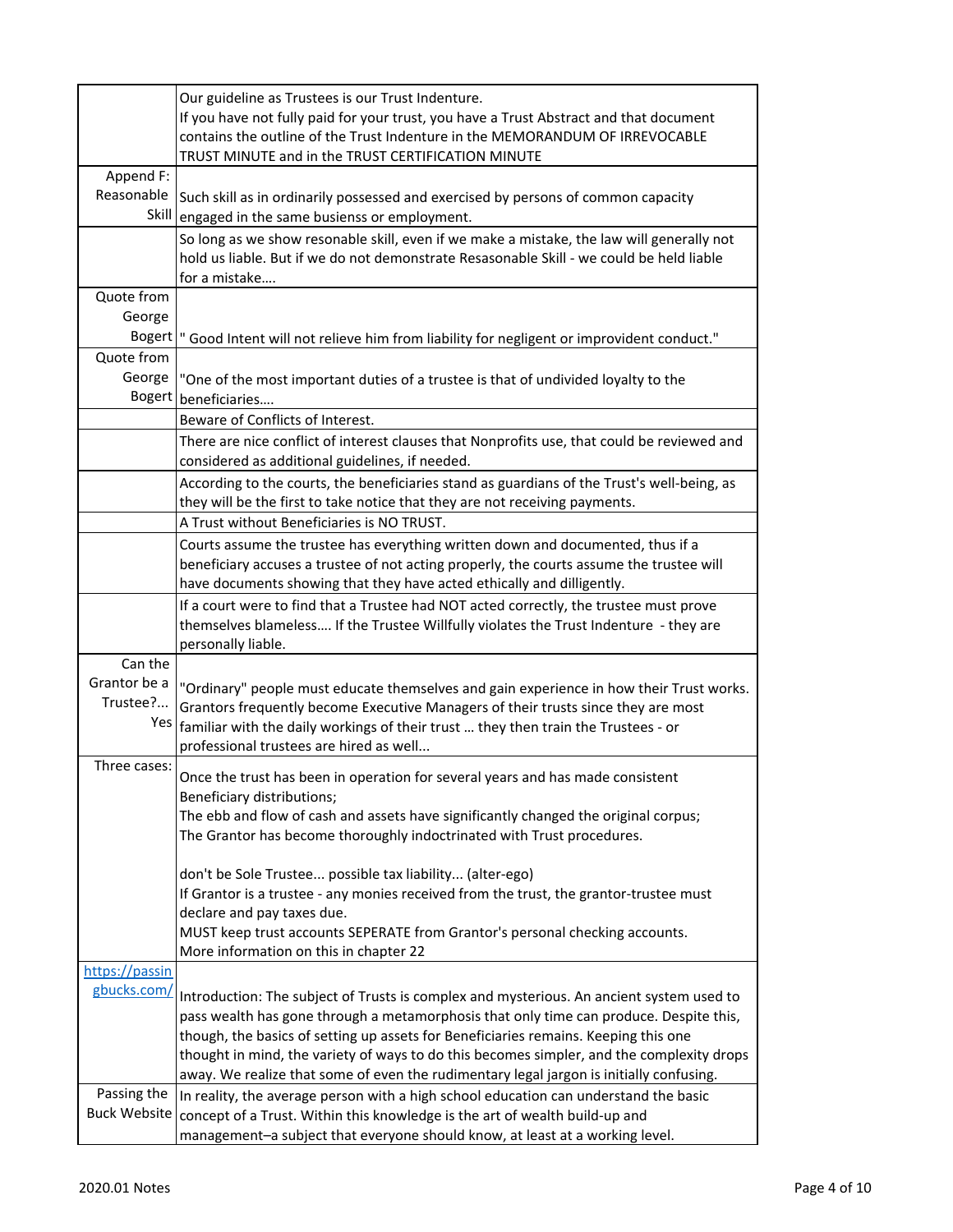| | |
|---|---|
| | Our guideline as Trustees is our Trust Indenture.<br>If you have not fully paid for your trust, you have a Trust Abstract and that document contains the outline of the Trust Indenture in the MEMORANDUM OF IRREVOCABLE TRUST MINUTE and in the TRUST CERTIFICATION MINUTE |
| Append F: Reasonable Skill | Such skill as in ordinarily possessed and exercised by persons of common capacity engaged in the same busienss or employment. |
| | So long as we show resonable skill, even if we make a mistake, the law will generally not hold us liable. But if we do not demonstrate Resasonable Skill - we could be held liable for a mistake…. |
| Quote from George Bogert | " Good Intent will not relieve him from liability for negligent or improvident conduct." |
| Quote from George Bogert | "One of the most important duties of a trustee is that of undivided loyalty to the beneficiaries…. |
| | Beware of Conflicts of Interest. |
| | There are nice conflict of interest clauses that Nonprofits use, that could be reviewed and considered as additional guidelines, if needed. |
| | According to the courts, the beneficiaries stand as guardians of the Trust's well-being, as they will be the first to take notice that they are not receiving payments. |
| | A Trust without Beneficiaries is NO TRUST. |
| | Courts assume the trustee has everything written down and documented, thus if a beneficiary accuses a trustee of not acting properly, the courts assume the trustee will have documents showing that they have acted ethically and dilligently. |
| | If a court were to find that a Trustee had NOT acted correctly, the trustee must prove themselves blameless…. If the Trustee Willfully violates the Trust Indenture - they are personally liable. |
| Can the Grantor be a Trustee?... Yes | "Ordinary" people must educate themselves and gain experience in how their Trust works. Grantors frequently become Executive Managers of their trusts since they are most familiar with the daily workings of their trust … they then train the Trustees - or professional trustees are hired as well... |
| Three cases: | Once the trust has been in operation for several years and has made consistent Beneficiary distributions;<br>The ebb and flow of cash and assets have significantly changed the original corpus;<br>The Grantor has become thoroughly indoctrinated with Trust procedures.<br><br>don't be Sole Trustee... possible tax liability... (alter-ego)<br>If Grantor is a trustee - any monies received from the trust, the grantor-trustee must declare and pay taxes due.<br>MUST keep trust accounts SEPERATE from Grantor's personal checking accounts.<br>More information on this in chapter 22 |
| https://passingbucks.com/ | Introduction: The subject of Trusts is complex and mysterious. An ancient system used to pass wealth has gone through a metamorphosis that only time can produce. Despite this, though, the basics of setting up assets for Beneficiaries remains. Keeping this one thought in mind, the variety of ways to do this becomes simpler, and the complexity drops away. We realize that some of even the rudimentary legal jargon is initially confusing. |
| Passing the Buck Website | In reality, the average person with a high school education can understand the basic concept of a Trust. Within this knowledge is the art of wealth build-up and management–a subject that everyone should know, at least at a working level. |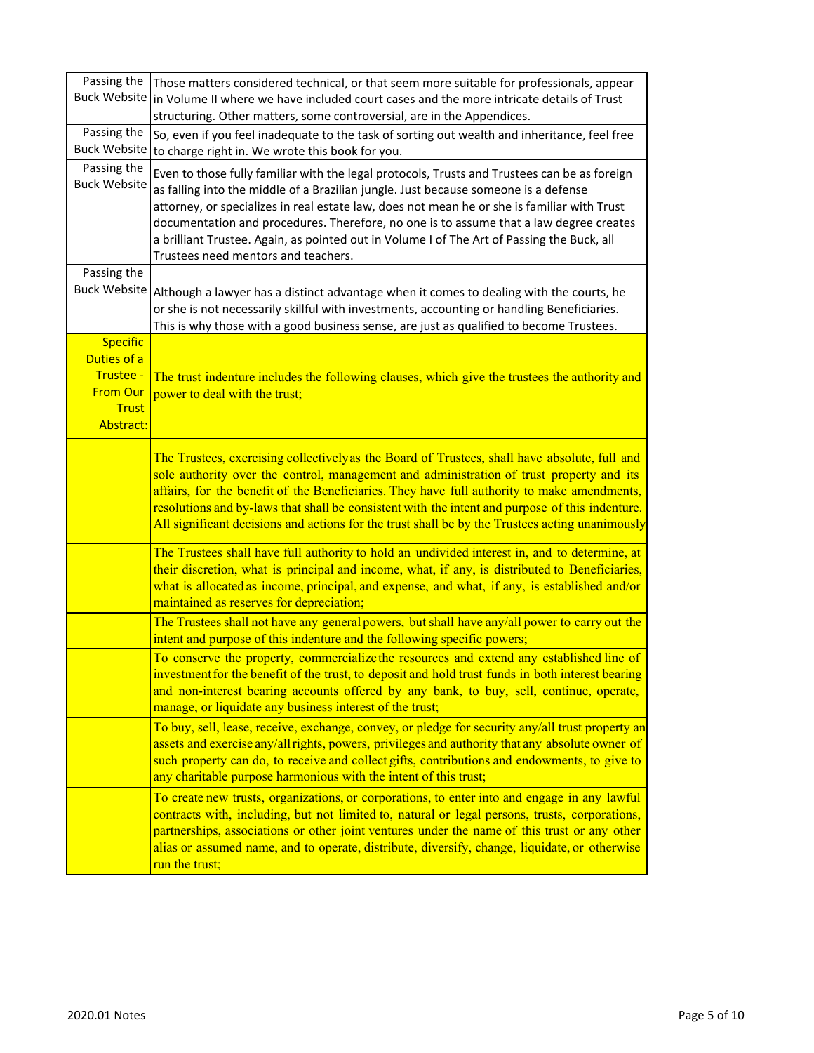| | |
|---|---|
| Passing the Buck Website | Those matters considered technical, or that seem more suitable for professionals, appear in Volume II where we have included court cases and the more intricate details of Trust structuring. Other matters, some controversial, are in the Appendices. |
| Passing the Buck Website | So, even if you feel inadequate to the task of sorting out wealth and inheritance, feel free to charge right in. We wrote this book for you. |
| Passing the Buck Website | Even to those fully familiar with the legal protocols, Trusts and Trustees can be as foreign as falling into the middle of a Brazilian jungle. Just because someone is a defense attorney, or specializes in real estate law, does not mean he or she is familiar with Trust documentation and procedures. Therefore, no one is to assume that a law degree creates a brilliant Trustee. Again, as pointed out in Volume I of The Art of Passing the Buck, all Trustees need mentors and teachers. |
| Passing the Buck Website | Although a lawyer has a distinct advantage when it comes to dealing with the courts, he or she is not necessarily skillful with investments, accounting or handling Beneficiaries. This is why those with a good business sense, are just as qualified to become Trustees. |
| Specific Duties of a Trustee - From Our Trust Abstract: | The trust indenture includes the following clauses, which give the trustees the authority and power to deal with the trust; |
| | The Trustees, exercising collectively as the Board of Trustees, shall have absolute, full and sole authority over the control, management and administration of trust property and its affairs, for the benefit of the Beneficiaries. They have full authority to make amendments, resolutions and by-laws that shall be consistent with the intent and purpose of this indenture. All significant decisions and actions for the trust shall be by the Trustees acting unanimously |
| | The Trustees shall have full authority to hold an undivided interest in, and to determine, at their discretion, what is principal and income, what, if any, is distributed to Beneficiaries, what is allocated as income, principal, and expense, and what, if any, is established and/or maintained as reserves for depreciation; |
| | The Trustees shall not have any general powers, but shall have any/all power to carry out the intent and purpose of this indenture and the following specific powers; |
| | To conserve the property, commercialize the resources and extend any established line of investment for the benefit of the trust, to deposit and hold trust funds in both interest bearing and non-interest bearing accounts offered by any bank, to buy, sell, continue, operate, manage, or liquidate any business interest of the trust; |
| | To buy, sell, lease, receive, exchange, convey, or pledge for security any/all trust property an assets and exercise any/all rights, powers, privileges and authority that any absolute owner of such property can do, to receive and collect gifts, contributions and endowments, to give to any charitable purpose harmonious with the intent of this trust; |
| | To create new trusts, organizations, or corporations, to enter into and engage in any lawful contracts with, including, but not limited to, natural or legal persons, trusts, corporations, partnerships, associations or other joint ventures under the name of this trust or any other alias or assumed name, and to operate, distribute, diversify, change, liquidate, or otherwise run the trust; |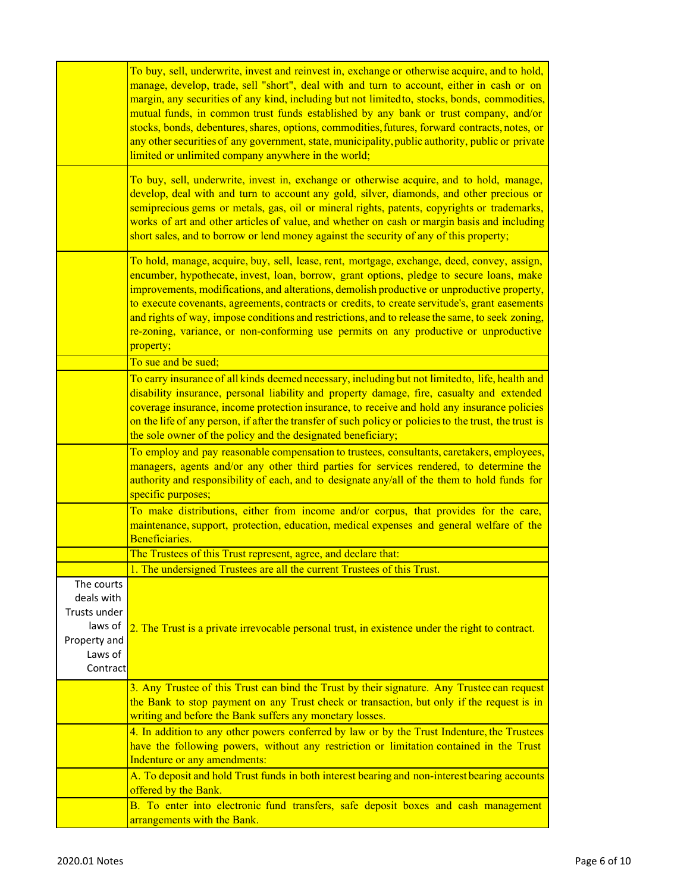| | |
|---|---|
| | To buy, sell, underwrite, invest and reinvest in, exchange or otherwise acquire, and to hold, manage, develop, trade, sell "short", deal with and turn to account, either in cash or on margin, any securities of any kind, including but not limitedto, stocks, bonds, commodities, mutual funds, in common trust funds established by any bank or trust company, and/or stocks, bonds, debentures, shares, options, commodities, futures, forward contracts, notes, or any other securities of any government, state, municipality, public authority, public or private limited or unlimited company anywhere in the world; |
| | To buy, sell, underwrite, invest in, exchange or otherwise acquire, and to hold, manage, develop, deal with and turn to account any gold, silver, diamonds, and other precious or semiprecious gems or metals, gas, oil or mineral rights, patents, copyrights or trademarks, works of art and other articles of value, and whether on cash or margin basis and including short sales, and to borrow or lend money against the security of any of this property; |
| | To hold, manage, acquire, buy, sell, lease, rent, mortgage, exchange, deed, convey, assign, encumber, hypothecate, invest, loan, borrow, grant options, pledge to secure loans, make improvements, modifications, and alterations, demolish productive or unproductive property, to execute covenants, agreements, contracts or credits, to create servitude's, grant easements and rights of way, impose conditions and restrictions, and to release the same, to seek zoning, re-zoning, variance, or non-conforming use permits on any productive or unproductive property; |
| | To sue and be sued; |
| | To carry insurance of all kinds deemed necessary, including but not limitedto, life, health and disability insurance, personal liability and property damage, fire, casualty and extended coverage insurance, income protection insurance, to receive and hold any insurance policies on the life of any person, if after the transfer of such policy or policies to the trust, the trust is the sole owner of the policy and the designated beneficiary; |
| | To employ and pay reasonable compensation to trustees, consultants, caretakers, employees, managers, agents and/or any other third parties for services rendered, to determine the authority and responsibility of each, and to designate any/all of the them to hold funds for specific purposes; |
| | To make distributions, either from income and/or corpus, that provides for the care, maintenance, support, protection, education, medical expenses and general welfare of the Beneficiaries. |
| | The Trustees of this Trust represent, agree, and declare that: |
| | 1. The undersigned Trustees are all the current Trustees of this Trust. |
| The courts deals with Trusts under laws of Property and Laws of Contract | 2. The Trust is a private irrevocable personal trust, in existence under the right to contract. |
| | 3. Any Trustee of this Trust can bind the Trust by their signature. Any Trustee can request the Bank to stop payment on any Trust check or transaction, but only if the request is in writing and before the Bank suffers any monetary losses. |
| | 4. In addition to any other powers conferred by law or by the Trust Indenture, the Trustees have the following powers, without any restriction or limitation contained in the Trust Indenture or any amendments: |
| | A. To deposit and hold Trust funds in both interest bearing and non-interest bearing accounts offered by the Bank. |
| | B. To enter into electronic fund transfers, safe deposit boxes and cash management arrangements with the Bank. |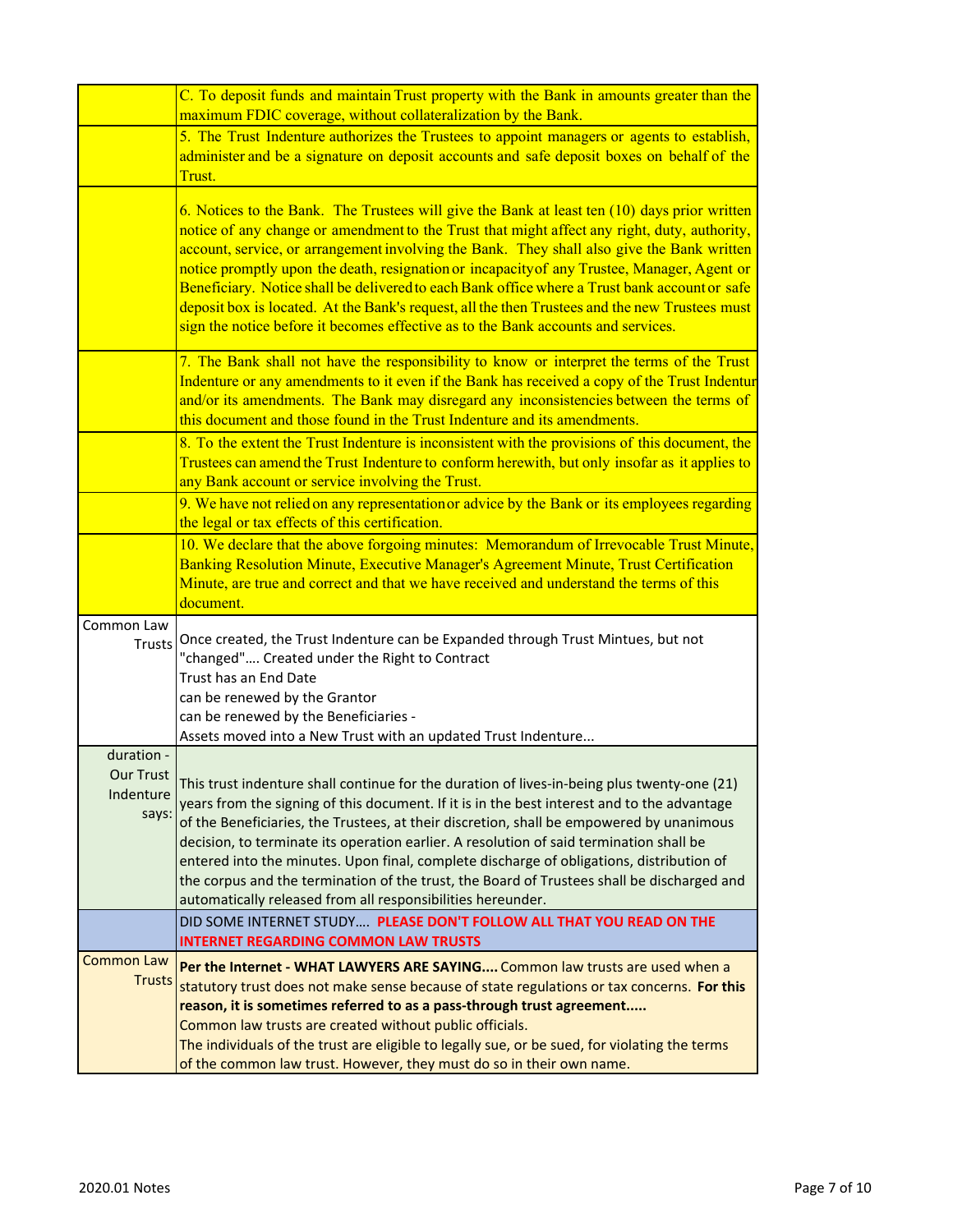| | |
|---|---|
| | C. To deposit funds and maintain Trust property with the Bank in amounts greater than the maximum FDIC coverage, without collateralization by the Bank. |
| | 5. The Trust Indenture authorizes the Trustees to appoint managers or agents to establish, administer and be a signature on deposit accounts and safe deposit boxes on behalf of the Trust. |
| | 6. Notices to the Bank. The Trustees will give the Bank at least ten (10) days prior written notice of any change or amendment to the Trust that might affect any right, duty, authority, account, service, or arrangement involving the Bank. They shall also give the Bank written notice promptly upon the death, resignation or incapacity of any Trustee, Manager, Agent or Beneficiary. Notice shall be delivered to each Bank office where a Trust bank account or safe deposit box is located. At the Bank's request, all the then Trustees and the new Trustees must sign the notice before it becomes effective as to the Bank accounts and services. |
| | 7. The Bank shall not have the responsibility to know or interpret the terms of the Trust Indenture or any amendments to it even if the Bank has received a copy of the Trust Indentur and/or its amendments. The Bank may disregard any inconsistencies between the terms of this document and those found in the Trust Indenture and its amendments. |
| | 8. To the extent the Trust Indenture is inconsistent with the provisions of this document, the Trustees can amend the Trust Indenture to conform herewith, but only insofar as it applies to any Bank account or service involving the Trust. |
| | 9. We have not relied on any representation or advice by the Bank or its employees regarding the legal or tax effects of this certification. |
| | 10. We declare that the above forgoing minutes: Memorandum of Irrevocable Trust Minute, Banking Resolution Minute, Executive Manager's Agreement Minute, Trust Certification Minute, are true and correct and that we have received and understand the terms of this document. |
| Common Law Trusts | Once created, the Trust Indenture can be Expanded through Trust Mintues, but not "changed".... Created under the Right to Contract<br>Trust has an End Date<br>can be renewed by the Grantor<br>can be renewed by the Beneficiaries -<br>Assets moved into a New Trust with an updated Trust Indenture... |
| duration - Our Trust Indenture says: | This trust indenture shall continue for the duration of lives-in-being plus twenty-one (21) years from the signing of this document. If it is in the best interest and to the advantage of the Beneficiaries, the Trustees, at their discretion, shall be empowered by unanimous decision, to terminate its operation earlier. A resolution of said termination shall be entered into the minutes. Upon final, complete discharge of obligations, distribution of the corpus and the termination of the trust, the Board of Trustees shall be discharged and automatically released from all responsibilities hereunder. |
| | DID SOME INTERNET STUDY.... **PLEASE DON'T FOLLOW ALL THAT YOU READ ON THE INTERNET REGARDING COMMON LAW TRUSTS** |
| Common Law Trusts | **Per the Internet - WHAT LAWYERS ARE SAYING....** Common law trusts are used when a statutory trust does not make sense because of state regulations or tax concerns. **For this reason, it is sometimes referred to as a pass-through trust agreement.....**<br>Common law trusts are created without public officials.<br>The individuals of the trust are eligible to legally sue, or be sued, for violating the terms of the common law trust. However, they must do so in their own name. |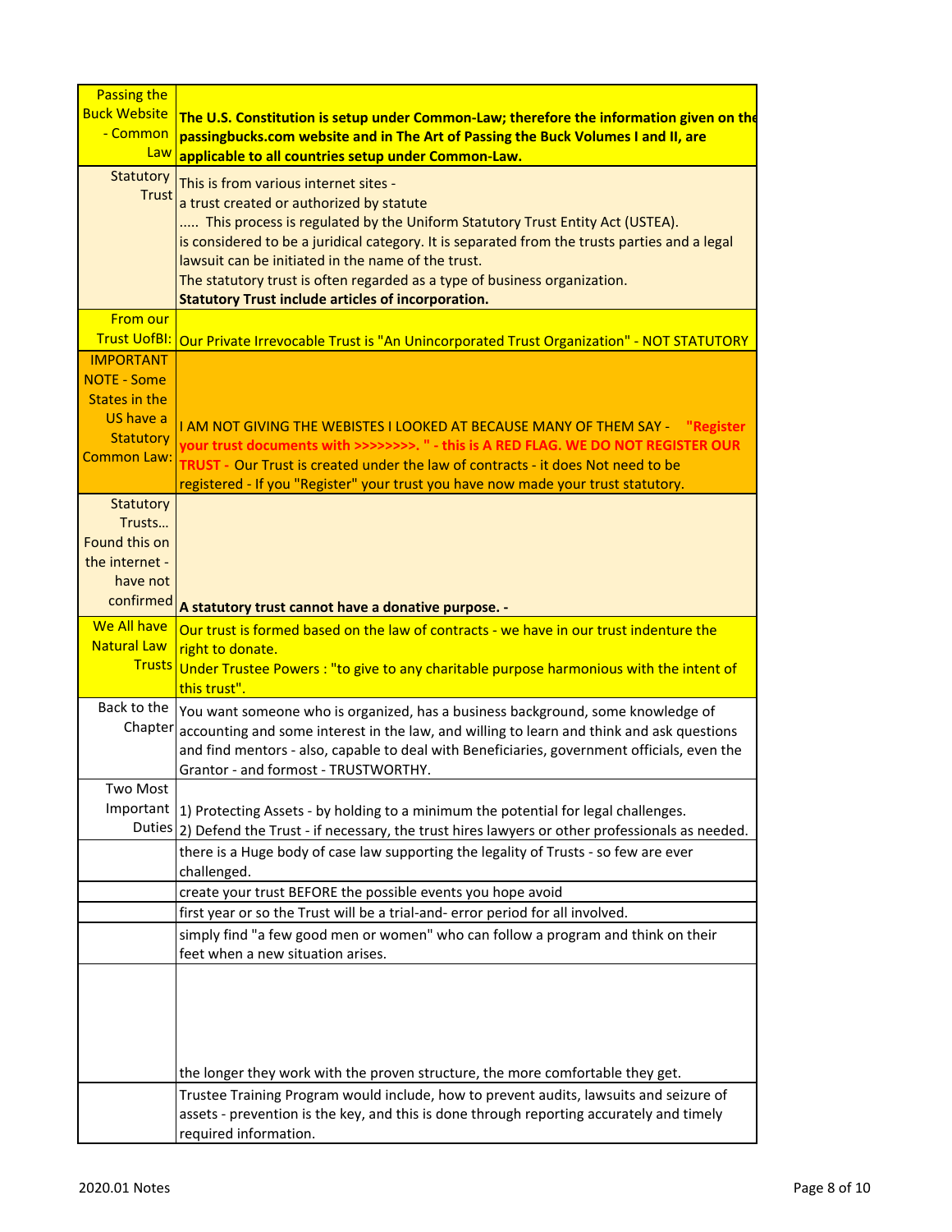| Passing the Buck Website - Common Law | **The U.S. Constitution is setup under Common-Law; therefore the information given on the passingbucks.com website and in The Art of Passing the Buck Volumes I and II, are applicable to all countries setup under Common-Law.** |
|---|---|
| Statutory Trust | This is from various internet sites - a trust created or authorized by statute ..... This process is regulated by the Uniform Statutory Trust Entity Act (USTEA). is considered to be a juridical category. It is separated from the trusts parties and a legal lawsuit can be initiated in the name of the trust. The statutory trust is often regarded as a type of business organization. **Statutory Trust include articles of incorporation.** |
| From our Trust UofBI: | Our Private Irrevocable Trust is "An Unincorporated Trust Organization" - NOT STATUTORY |
| IMPORTANT NOTE - Some States in the US have a Statutory Common Law: | I AM NOT GIVING THE WEBISTES I LOOKED AT BECAUSE MANY OF THEM SAY - **"Register your trust documents with >>>>>>>>. " - this is A RED FLAG. WE DO NOT REGISTER OUR TRUST -** Our Trust is created under the law of contracts - it does Not need to be registered - If you "Register" your trust you have now made your trust statutory. |
| Statutory Trusts... Found this on the internet - have not confirmed | **A statutory trust cannot have a donative purpose. -** |
| We All have Natural Law Trusts | Our trust is formed based on the law of contracts - we have in our trust indenture the right to donate. Under Trustee Powers : "to give to any charitable purpose harmonious with the intent of this trust". |
| Back to the Chapter | You want someone who is organized, has a business background, some knowledge of accounting and some interest in the law, and willing to learn and think and ask questions and find mentors - also, capable to deal with Beneficiaries, government officials, even the Grantor - and formost - TRUSTWORTHY. |
| Two Most Important Duties | 1) Protecting Assets - by holding to a minimum the potential for legal challenges. 2) Defend the Trust - if necessary, the trust hires lawyers or other professionals as needed. |
| | there is a Huge body of case law supporting the legality of Trusts - so few are ever challenged. |
| | create your trust BEFORE the possible events you hope avoid |
| | first year or so the Trust will be a trial-and- error period for all involved. |
| | simply find "a few good men or women" who can follow a program and think on their feet when a new situation arises. |
| | the longer they work with the proven structure, the more comfortable they get. |
| | Trustee Training Program would include, how to prevent audits, lawsuits and seizure of assets - prevention is the key, and this is done through reporting accurately and timely required information. |

2020.01 Notes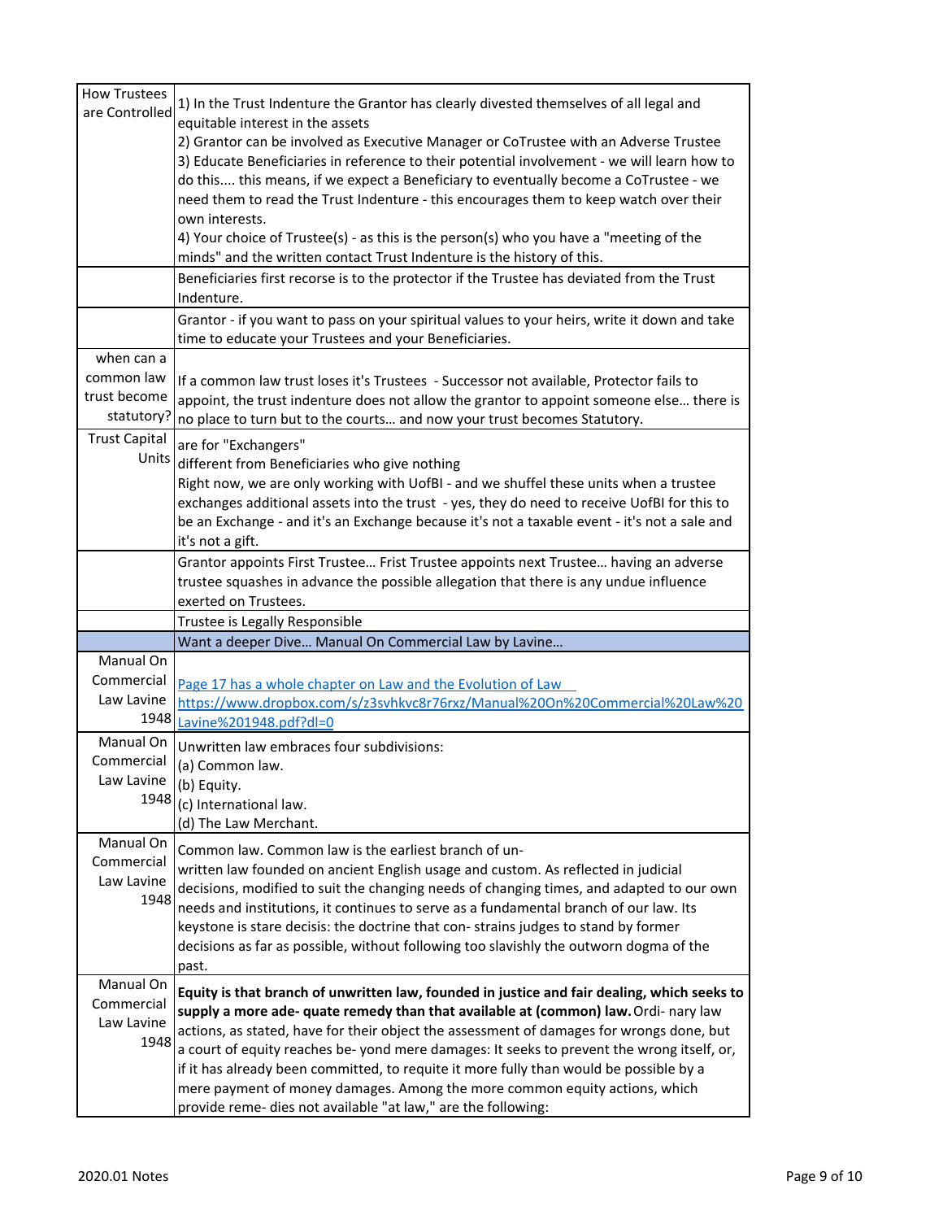| How Trustees are Controlled | 1) In the Trust Indenture the Grantor has clearly divested themselves of all legal and equitable interest in the assets<br>2) Grantor can be involved as Executive Manager or CoTrustee with an Adverse Trustee<br>3) Educate Beneficiaries in reference to their potential involvement - we will learn how to do this.... this means, if we expect a Beneficiary to eventually become a CoTrustee - we need them to read the Trust Indenture - this encourages them to keep watch over their own interests.<br>4) Your choice of Trustee(s) - as this is the person(s) who you have a "meeting of the minds" and the written contact Trust Indenture is the history of this. |
|---|---|
| | Beneficiaries first recorse is to the protector if the Trustee has deviated from the Trust Indenture. |
| | Grantor - if you want to pass on your spiritual values to your heirs, write it down and take time to educate your Trustees and your Beneficiaries. |
| when can a common law trust become statutory? | If a common law trust loses it's Trustees - Successor not available, Protector fails to appoint, the trust indenture does not allow the grantor to appoint someone else… there is no place to turn but to the courts… and now your trust becomes Statutory. |
| Trust Capital Units | are for "Exchangers"<br>different from Beneficiaries who give nothing<br>Right now, we are only working with UofBI - and we shuffel these units when a trustee exchanges additional assets into the trust - yes, they do need to receive UofBI for this to be an Exchange - and it's an Exchange because it's not a taxable event - it's not a sale and it's not a gift. |
| | Grantor appoints First Trustee… Frist Trustee appoints next Trustee… having an adverse trustee squashes in advance the possible allegation that there is any undue influence exerted on Trustees. |
| | Trustee is Legally Responsible |
| | Want a deeper Dive… Manual On Commercial Law by Lavine… |
| Manual On Commercial Law Lavine 1948 | [Page 17 has a whole chapter on Law and the Evolution of Law](https://www.dropbox.com/s/z3svhkvc8r76rxz/Manual%20On%20Commercial%20Law%20Lavine%201948.pdf?dl=0)<br>https://www.dropbox.com/s/z3svhkvc8r76rxz/Manual%20On%20Commercial%20Law%20Lavine%201948.pdf?dl=0 |
| Manual On Commercial Law Lavine 1948 | Unwritten law embraces four subdivisions:<br>(a) Common law.<br>(b) Equity.<br>(c) International law.<br>(d) The Law Merchant. |
| Manual On Commercial Law Lavine 1948 | Common law. Common law is the earliest branch of un- written law founded on ancient English usage and custom. As reflected in judicial decisions, modified to suit the changing needs of changing times, and adapted to our own needs and institutions, it continues to serve as a fundamental branch of our law. Its keystone is stare decisis: the doctrine that con- strains judges to stand by former decisions as far as possible, without following too slavishly the outworn dogma of the past. |
| Manual On Commercial Law Lavine 1948 | **Equity is that branch of unwritten law, founded in justice and fair dealing, which seeks to supply a more ade- quate remedy than that available at (common) law.** Ordi- nary law actions, as stated, have for their object the assessment of damages for wrongs done, but a court of equity reaches be- yond mere damages: It seeks to prevent the wrong itself, or, if it has already been committed, to requite it more fully than would be possible by a mere payment of money damages. Among the more common equity actions, which provide reme- dies not available "at law," are the following: |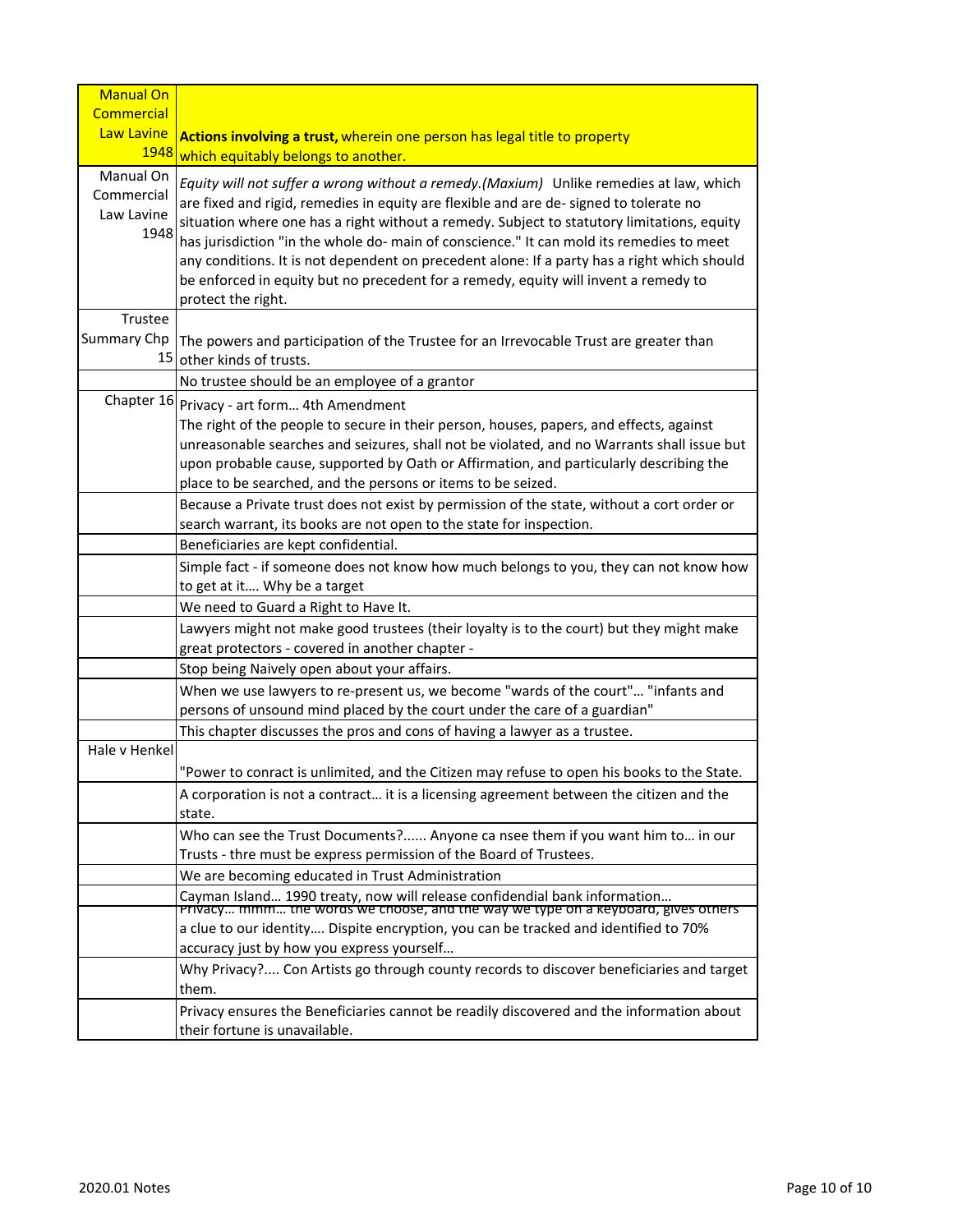| | |
|---|---|
| Manual On Commercial Law Lavine 1948 | **Actions involving a trust,** wherein one person has legal title to property which equitably belongs to another. |
| Manual On Commercial Law Lavine 1948 | *Equity will not suffer a wrong without a remedy.(Maxium)* Unlike remedies at law, which are fixed and rigid, remedies in equity are flexible and are de- signed to tolerate no situation where one has a right without a remedy. Subject to statutory limitations, equity has jurisdiction "in the whole do- main of conscience." It can mold its remedies to meet any conditions. It is not dependent on precedent alone: If a party has a right which should be enforced in equity but no precedent for a remedy, equity will invent a remedy to protect the right. |
| Trustee Summary Chp 15 | The powers and participation of the Trustee for an Irrevocable Trust are greater than other kinds of trusts. |
| | No trustee should be an employee of a grantor |
| Chapter 16 | Privacy - art form… 4th Amendment<br>The right of the people to secure in their person, houses, papers, and effects, against unreasonable searches and seizures, shall not be violated, and no Warrants shall issue but upon probable cause, supported by Oath or Affirmation, and particularly describing the place to be searched, and the persons or items to be seized. |
| | Because a Private trust does not exist by permission of the state, without a cort order or search warrant, its books are not open to the state for inspection. |
| | Beneficiaries are kept confidential. |
| | Simple fact - if someone does not know how much belongs to you, they can not know how to get at it…. Why be a target |
| | We need to Guard a Right to Have It. |
| | Lawyers might not make good trustees (their loyalty is to the court) but they might make great protectors - covered in another chapter - |
| | Stop being Naively open about your affairs. |
| | When we use lawyers to re-present us, we become "wards of the court"… "infants and persons of unsound mind placed by the court under the care of a guardian" |
| | This chapter discusses the pros and cons of having a lawyer as a trustee. |
| Hale v Henkel | "Power to conract is unlimited, and the Citizen may refuse to open his books to the State. |
| | A corporation is not a contract… it is a licensing agreement between the citizen and the state. |
| | Who can see the Trust Documents?...... Anyone ca nsee them if you want him to… in our Trusts - thre must be express permission of the Board of Trustees. |
| | We are becoming educated in Trust Administration |
| | Cayman Island… 1990 treaty, now will release confidential bank information… |
| | Privacy… mmm… the words we choose, and the way we type on a keyboard, gives others a clue to our identity…. Dispite encryption, you can be tracked and identified to 70% accuracy just by how you express yourself… |
| | Why Privacy?.... Con Artists go through county records to discover beneficiaries and target them. |
| | Privacy ensures the Beneficiaries cannot be readily discovered and the information about their fortune is unavailable. |